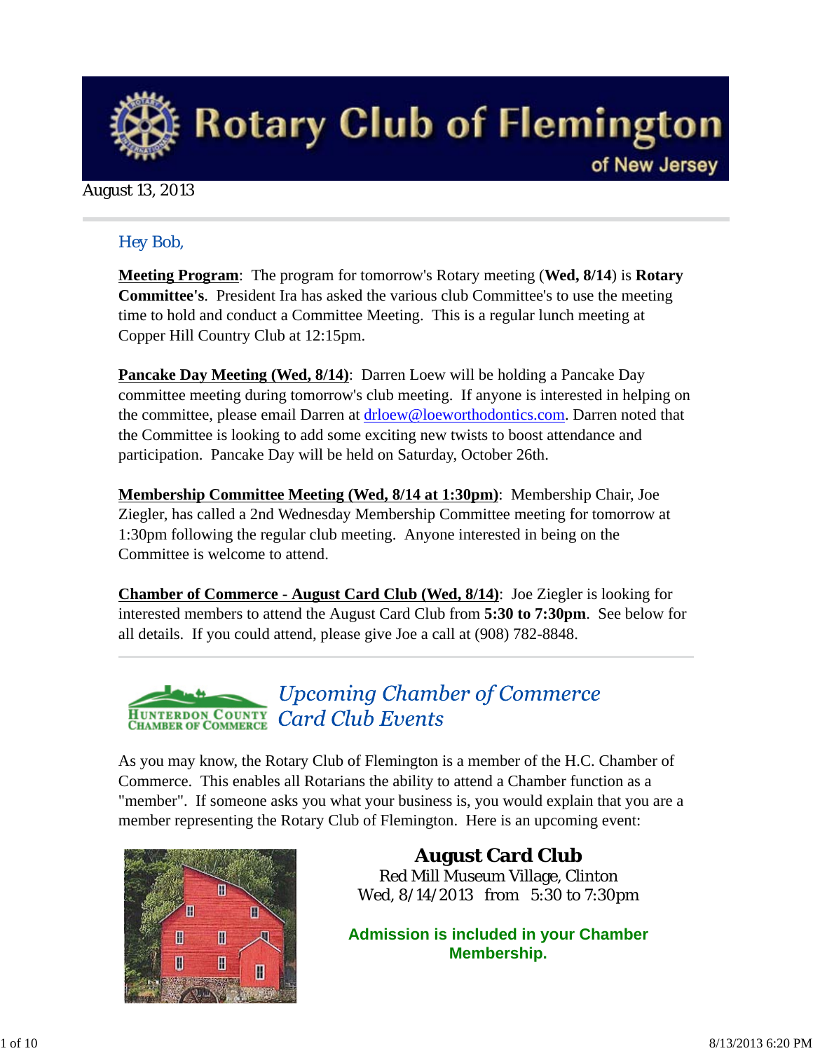# Rotary Club of Flemington

of New Jersey

August 13, 2013

Hey Bob,

**Meeting Program**: The program for tomorrow's Rotary meeting (**Wed, 8/14**) is **Rotary Committee's**. President Ira has asked the various club Committee's to use the meeting time to hold and conduct a Committee Meeting. This is a regular lunch meeting at Copper Hill Country Club at 12:15pm.

**Pancake Day Meeting (Wed, 8/14)**: Darren Loew will be holding a Pancake Day committee meeting during tomorrow's club meeting. If anyone is interested in helping on the committee, please email Darren at drloew@loeworthodontics.com. Darren noted that the Committee is looking to add some exciting new twists to boost attendance and participation. Pancake Day will be held on Saturday, October 26th.

**Membership Committee Meeting (Wed, 8/14 at 1:30pm)**: Membership Chair, Joe Ziegler, has called a 2nd Wednesday Membership Committee meeting for tomorrow at 1:30pm following the regular club meeting. Anyone interested in being on the Committee is welcome to attend.

**Chamber of Commerce - August Card Club (Wed, 8/14)**: Joe Ziegler is looking for interested members to attend the August Card Club from **5:30 to 7:30pm**. See below for all details. If you could attend, please give Joe a call at (908) 782-8848.

---

Hunterdon County Chamber of Commerce

## *Upcoming Chamber of Commerce Card Club Events*

As you may know, the Rotary Club of Flemington is a member of the H.C. Chamber of Commerce. This enables all Rotarians the ability to attend a Chamber function as a "member". If someone asks you what your business is, you would explain that you are a member representing the Rotary Club of Flemington. Here is an upcoming event:

### August Card Club

Red Mill Museum Village, Clinton
Wed, 8/14/2013 from 5:30 to 7:30pm

**Admission is included in your Chamber Membership.**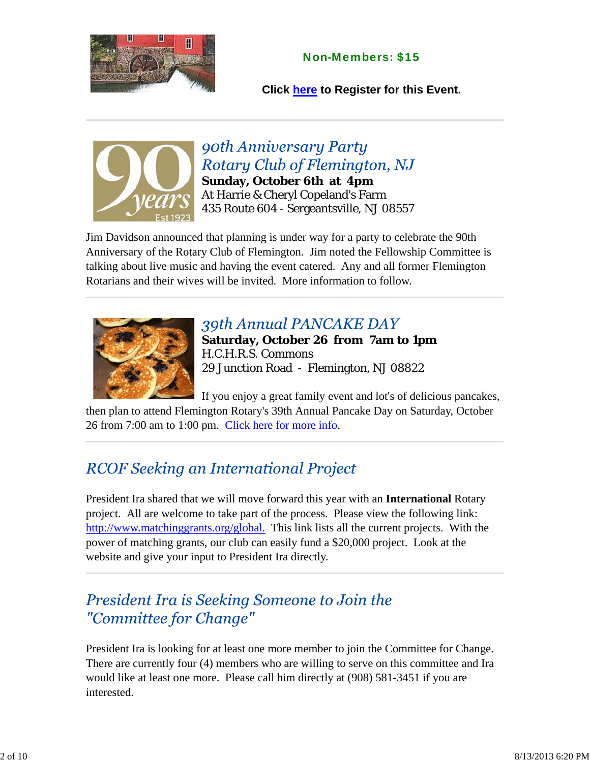**Non-Members: $15**

**Click here to Register for this Event.**

---

## 90th Anniversary Party
## Rotary Club of Flemington, NJ

**Sunday, October 6th at 4pm**
At Harrie & Cheryl Copeland's Farm
435 Route 604 - Sergeantsville, NJ 08557

Jim Davidson announced that planning is under way for a party to celebrate the 90th Anniversary of the Rotary Club of Flemington. Jim noted the Fellowship Committee is talking about live music and having the event catered. Any and all former Flemington Rotarians and their wives will be invited. More information to follow.

---

## 39th Annual PANCAKE DAY

**Saturday, October 26 from 7am to 1pm**
H.C.H.R.S. Commons
29 Junction Road - Flemington, NJ 08822

If you enjoy a great family event and lot's of delicious pancakes, then plan to attend Flemington Rotary's 39th Annual Pancake Day on Saturday, October 26 from 7:00 am to 1:00 pm. Click here for more info.

---

## RCOF Seeking an International Project

President Ira shared that we will move forward this year with an **International** Rotary project. All are welcome to take part of the process. Please view the following link: http://www.matchinggrants.org/global. This link lists all the current projects. With the power of matching grants, our club can easily fund a $20,000 project. Look at the website and give your input to President Ira directly.

---

## President Ira is Seeking Someone to Join the "Committee for Change"

President Ira is looking for at least one more member to join the Committee for Change. There are currently four (4) members who are willing to serve on this committee and Ira would like at least one more. Please call him directly at (908) 581-3451 if you are interested.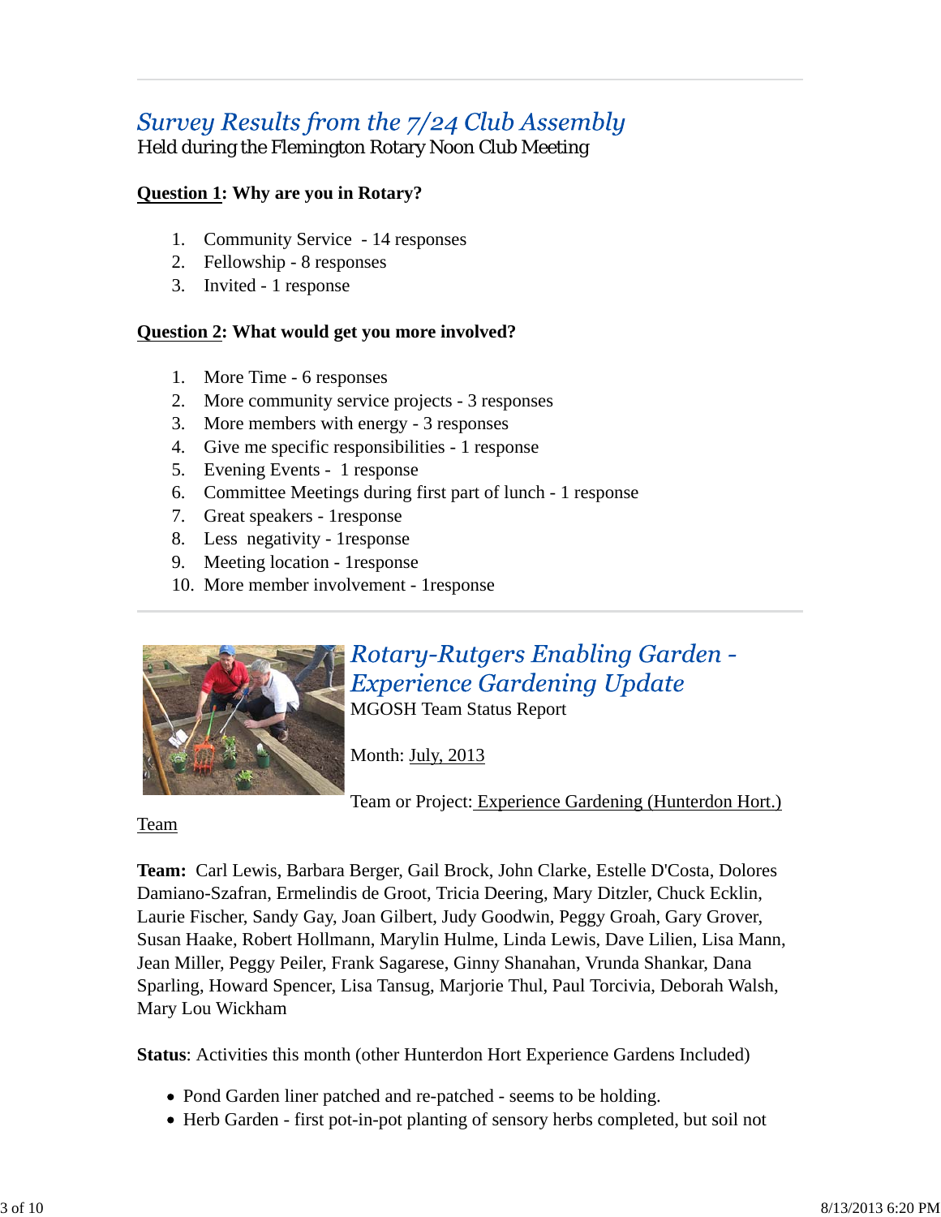## *Survey Results from the 7/24 Club Assembly*

Held during the Flemington Rotary Noon Club Meeting

**Question 1: Why are you in Rotary?**

1. Community Service - 14 responses
2. Fellowship - 8 responses
3. Invited - 1 response

**Question 2: What would get you more involved?**

1. More Time - 6 responses
2. More community service projects - 3 responses
3. More members with energy - 3 responses
4. Give me specific responsibilities - 1 response
5. Evening Events - 1 response
6. Committee Meetings during first part of lunch - 1 response
7. Great speakers - 1response
8. Less negativity - 1response
9. Meeting location - 1response
10. More member involvement - 1response

---

## *Rotary-Rutgers Enabling Garden - Experience Gardening Update*

MGOSH Team Status Report

Month: July, 2013

Team or Project: Experience Gardening (Hunterdon Hort.) Team

**Team:** Carl Lewis, Barbara Berger, Gail Brock, John Clarke, Estelle D'Costa, Dolores Damiano-Szafran, Ermelindis de Groot, Tricia Deering, Mary Ditzler, Chuck Ecklin, Laurie Fischer, Sandy Gay, Joan Gilbert, Judy Goodwin, Peggy Groah, Gary Grover, Susan Haake, Robert Hollmann, Marylin Hulme, Linda Lewis, Dave Lilien, Lisa Mann, Jean Miller, Peggy Peiler, Frank Sagarese, Ginny Shanahan, Vrunda Shankar, Dana Sparling, Howard Spencer, Lisa Tansug, Marjorie Thul, Paul Torcivia, Deborah Walsh, Mary Lou Wickham

**Status**: Activities this month (other Hunterdon Hort Experience Gardens Included)

- Pond Garden liner patched and re-patched - seems to be holding.
- Herb Garden - first pot-in-pot planting of sensory herbs completed, but soil not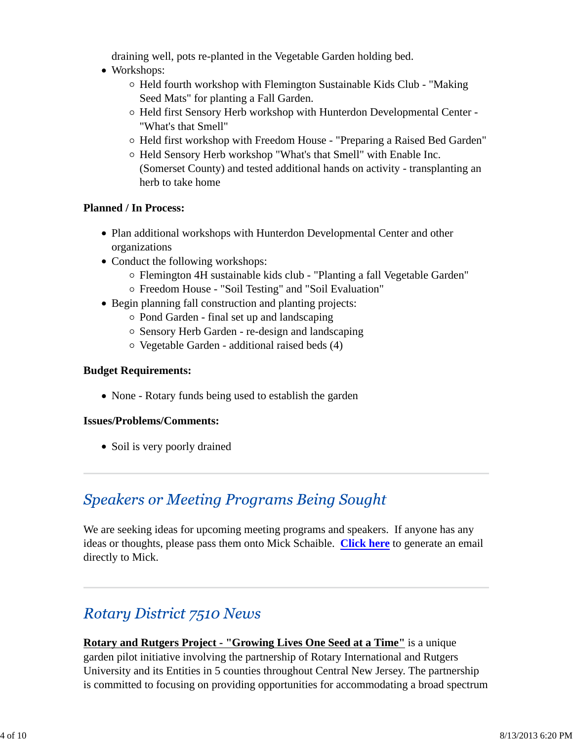draining well, pots re-planted in the Vegetable Garden holding bed.

- Workshops:
  - Held fourth workshop with Flemington Sustainable Kids Club - "Making Seed Mats" for planting a Fall Garden.
  - Held first Sensory Herb workshop with Hunterdon Developmental Center - "What's that Smell"
  - Held first workshop with Freedom House - "Preparing a Raised Bed Garden"
  - Held Sensory Herb workshop "What's that Smell" with Enable Inc. (Somerset County) and tested additional hands on activity - transplanting an herb to take home

**Planned / In Process:**

- Plan additional workshops with Hunterdon Developmental Center and other organizations
- Conduct the following workshops:
  - Flemington 4H sustainable kids club - "Planting a fall Vegetable Garden"
  - Freedom House - "Soil Testing" and "Soil Evaluation"
- Begin planning fall construction and planting projects:
  - Pond Garden - final set up and landscaping
  - Sensory Herb Garden - re-design and landscaping
  - Vegetable Garden - additional raised beds (4)

**Budget Requirements:**

- None - Rotary funds being used to establish the garden

**Issues/Problems/Comments:**

- Soil is very poorly drained

---

## *Speakers or Meeting Programs Being Sought*

We are seeking ideas for upcoming meeting programs and speakers. If anyone has any ideas or thoughts, please pass them onto Mick Schaible. **Click here** to generate an email directly to Mick.

---

## *Rotary District 7510 News*

**Rotary and Rutgers Project - "Growing Lives One Seed at a Time"** is a unique garden pilot initiative involving the partnership of Rotary International and Rutgers University and its Entities in 5 counties throughout Central New Jersey. The partnership is committed to focusing on providing opportunities for accommodating a broad spectrum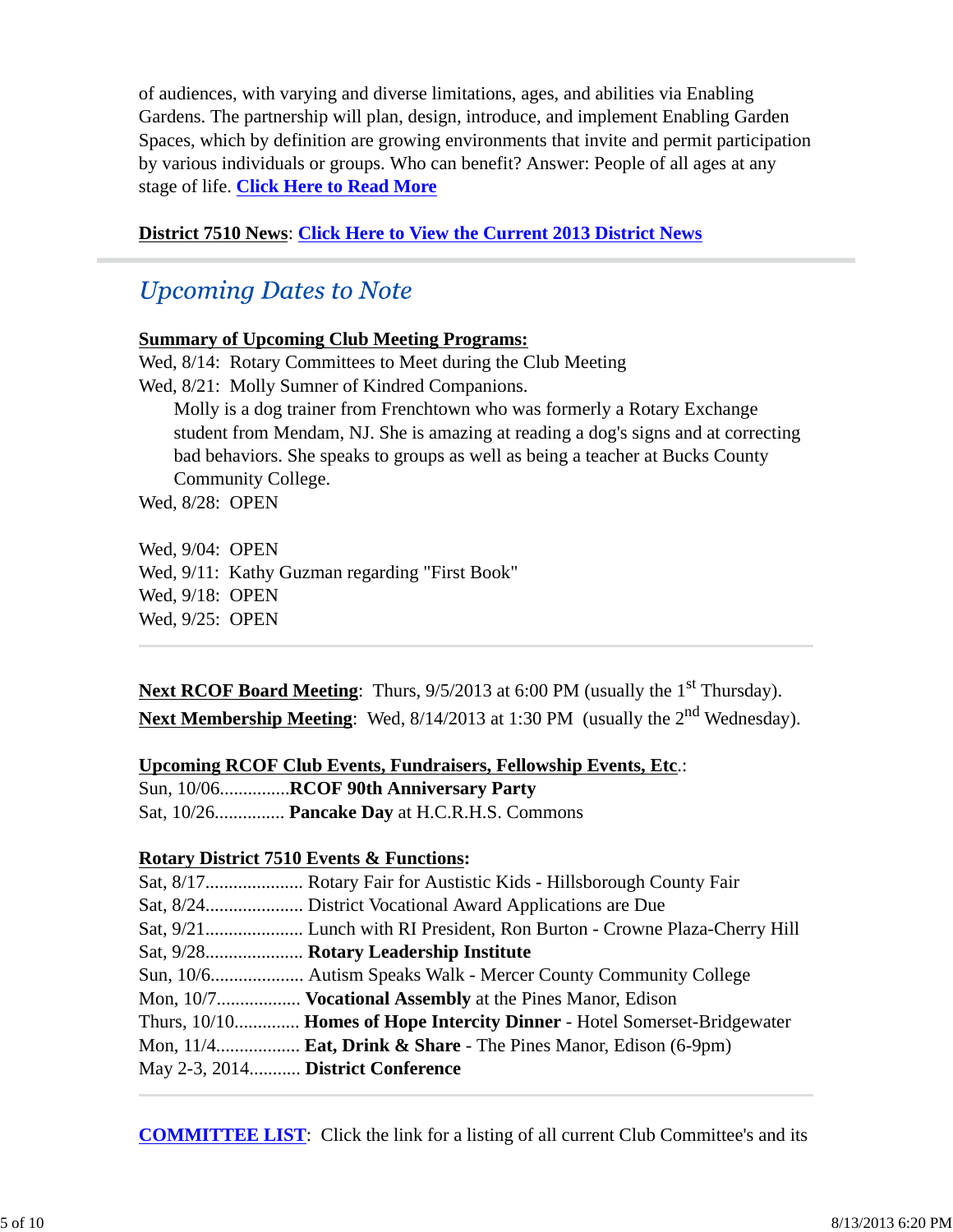of audiences, with varying and diverse limitations, ages, and abilities via Enabling Gardens. The partnership will plan, design, introduce, and implement Enabling Garden Spaces, which by definition are growing environments that invite and permit participation by various individuals or groups. Who can benefit? Answer: People of all ages at any stage of life. **Click Here to Read More**

**District 7510 News**: **Click Here to View the Current 2013 District News**

---

## *Upcoming Dates to Note*

**Summary of Upcoming Club Meeting Programs:**

Wed, 8/14: Rotary Committees to Meet during the Club Meeting
Wed, 8/21: Molly Sumner of Kindred Companions.
  Molly is a dog trainer from Frenchtown who was formerly a Rotary Exchange student from Mendam, NJ. She is amazing at reading a dog's signs and at correcting bad behaviors. She speaks to groups as well as being a teacher at Bucks County Community College.
Wed, 8/28: OPEN

Wed, 9/04: OPEN
Wed, 9/11: Kathy Guzman regarding "First Book"
Wed, 9/18: OPEN
Wed, 9/25: OPEN

---

**Next RCOF Board Meeting**: Thurs, 9/5/2013 at 6:00 PM (usually the 1st Thursday).
**Next Membership Meeting**: Wed, 8/14/2013 at 1:30 PM (usually the 2nd Wednesday).

**Upcoming RCOF Club Events, Fundraisers, Fellowship Events, Etc.**:
Sun, 10/06............... **RCOF 90th Anniversary Party**
Sat, 10/26............... **Pancake Day** at H.C.R.H.S. Commons

**Rotary District 7510 Events & Functions:**
Sat, 8/17..................... Rotary Fair for Austistic Kids - Hillsborough County Fair
Sat, 8/24..................... District Vocational Award Applications are Due
Sat, 9/21..................... Lunch with RI President, Ron Burton - Crowne Plaza-Cherry Hill
Sat, 9/28..................... **Rotary Leadership Institute**
Sun, 10/6.................... Autism Speaks Walk - Mercer County Community College
Mon, 10/7.................. **Vocational Assembly** at the Pines Manor, Edison
Thurs, 10/10.............. **Homes of Hope Intercity Dinner** - Hotel Somerset-Bridgewater
Mon, 11/4.................. **Eat, Drink & Share** - The Pines Manor, Edison (6-9pm)
May 2-3, 2014........... **District Conference**

---

**COMMITTEE LIST**: Click the link for a listing of all current Club Committee's and its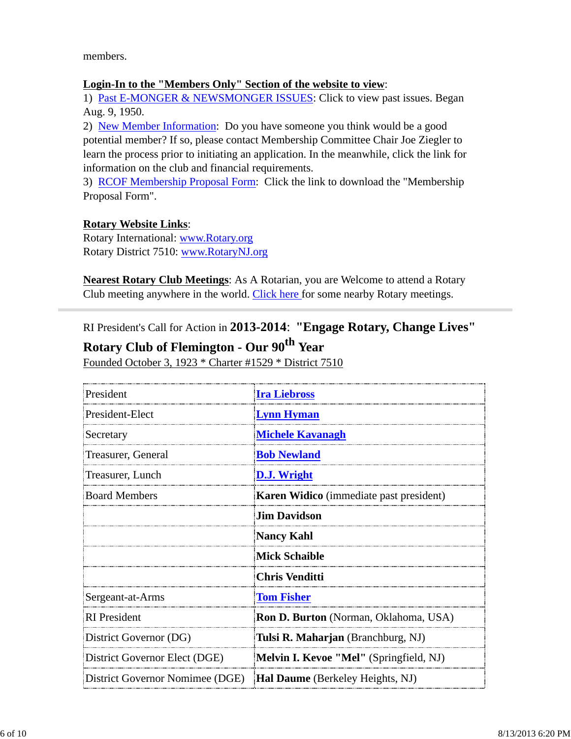members.

**Login-In to the "Members Only" Section of the website to view**:
1) Past E-MONGER & NEWSMONGER ISSUES: Click to view past issues. Began Aug. 9, 1950.
2) New Member Information: Do you have someone you think would be a good potential member? If so, please contact Membership Committee Chair Joe Ziegler to learn the process prior to initiating an application. In the meanwhile, click the link for information on the club and financial requirements.
3) RCOF Membership Proposal Form: Click the link to download the "Membership Proposal Form".

**Rotary Website Links**:
Rotary International: www.Rotary.org
Rotary District 7510: www.RotaryNJ.org

**Nearest Rotary Club Meetings**: As A Rotarian, you are Welcome to attend a Rotary Club meeting anywhere in the world. Click here for some nearby Rotary meetings.

---

RI President's Call for Action in **2013-2014**: **"Engage Rotary, Change Lives"**

**Rotary Club of Flemington - Our 90th Year**

Founded October 3, 1923 * Charter #1529 * District 7510

| | |
|---|---|
| President | **Ira Liebross** |
| President-Elect | **Lynn Hyman** |
| Secretary | **Michele Kavanagh** |
| Treasurer, General | **Bob Newland** |
| Treasurer, Lunch | **D.J. Wright** |
| Board Members | **Karen Widico** (immediate past president) |
| | **Jim Davidson** |
| | **Nancy Kahl** |
| | **Mick Schaible** |
| | **Chris Venditti** |
| Sergeant-at-Arms | **Tom Fisher** |
| RI President | **Ron D. Burton** (Norman, Oklahoma, USA) |
| District Governor (DG) | **Tulsi R. Maharjan** (Branchburg, NJ) |
| District Governor Elect (DGE) | **Melvin I. Kevoe "Mel"** (Springfield, NJ) |
| District Governor Nomimee (DGE) | **Hal Daume** (Berkeley Heights, NJ) |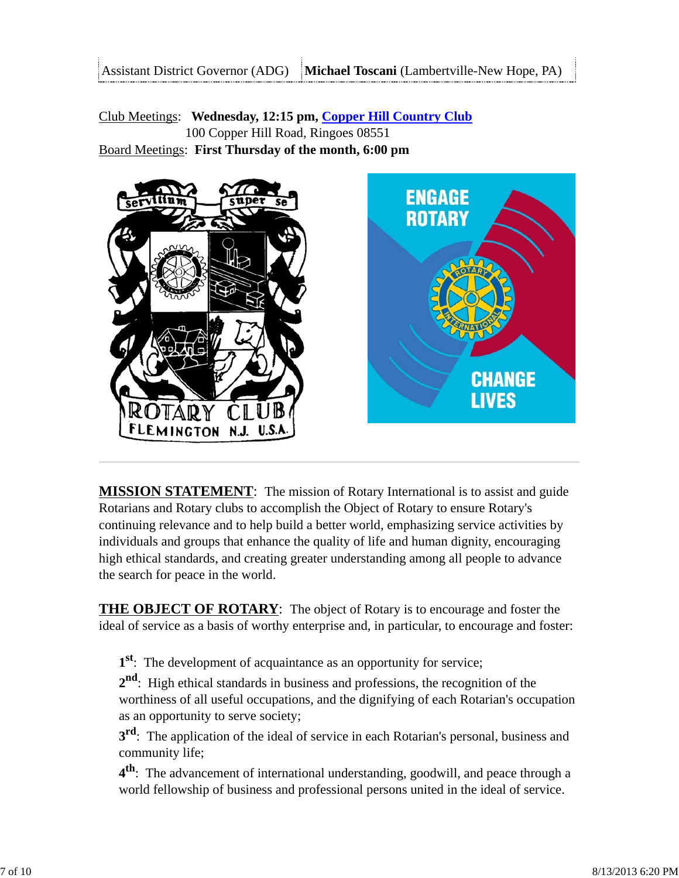| Assistant District Governor (ADG) | **Michael Toscani** (Lambertville-New Hope, PA) |
|---|---|

Club Meetings: **Wednesday, 12:15 pm, Copper Hill Country Club**
100 Copper Hill Road, Ringoes 08551

Board Meetings: **First Thursday of the month, 6:00 pm**

**MISSION STATEMENT**: The mission of Rotary International is to assist and guide Rotarians and Rotary clubs to accomplish the Object of Rotary to ensure Rotary's continuing relevance and to help build a better world, emphasizing service activities by individuals and groups that enhance the quality of life and human dignity, encouraging high ethical standards, and creating greater understanding among all people to advance the search for peace in the world.

**THE OBJECT OF ROTARY**: The object of Rotary is to encourage and foster the ideal of service as a basis of worthy enterprise and, in particular, to encourage and foster:

**1st**: The development of acquaintance as an opportunity for service;

**2nd**: High ethical standards in business and professions, the recognition of the worthiness of all useful occupations, and the dignifying of each Rotarian's occupation as an opportunity to serve society;

**3rd**: The application of the ideal of service in each Rotarian's personal, business and community life;

**4th**: The advancement of international understanding, goodwill, and peace through a world fellowship of business and professional persons united in the ideal of service.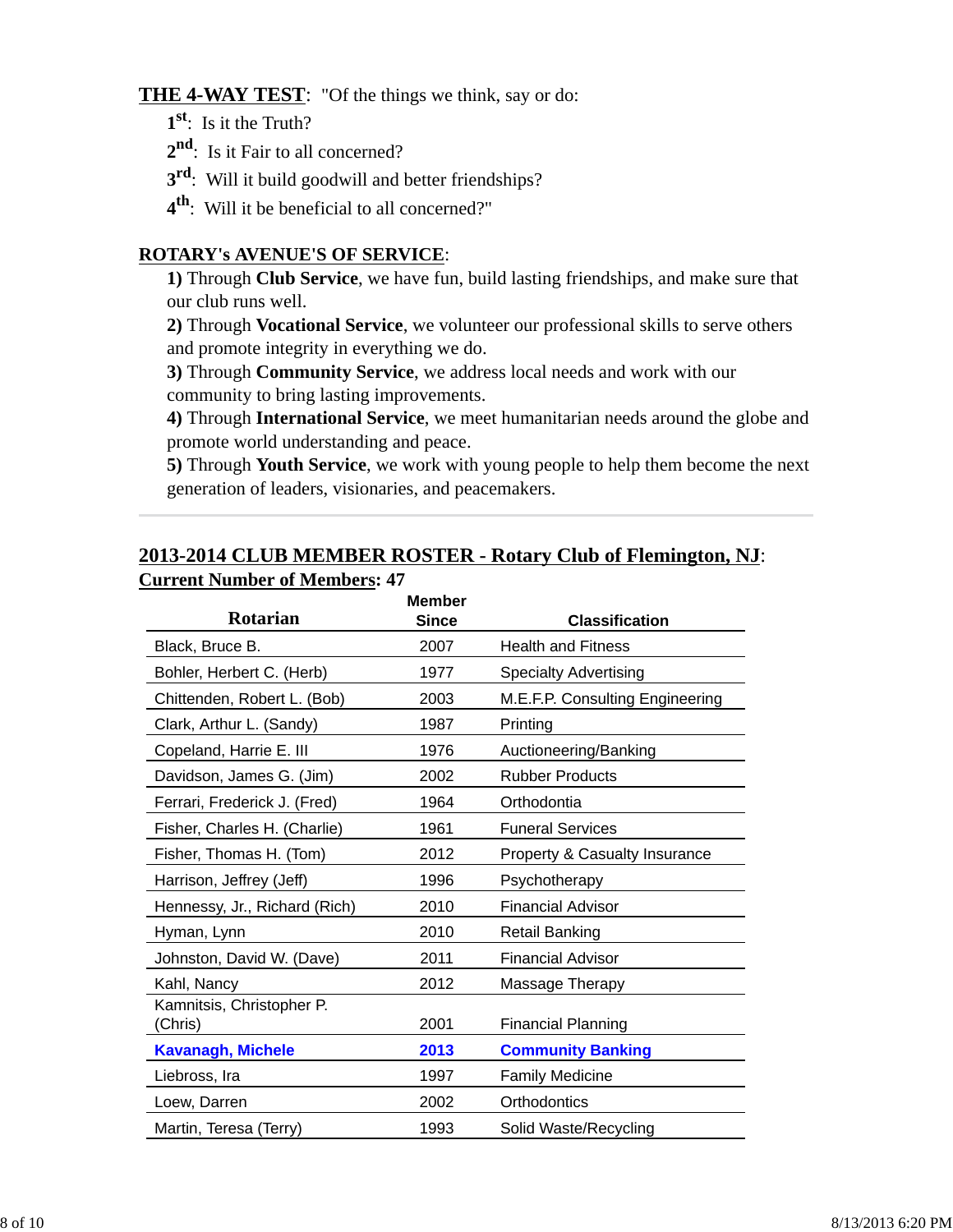**THE 4-WAY TEST**: "Of the things we think, say or do:

1st: Is it the Truth?

2nd: Is it Fair to all concerned?

3rd: Will it build goodwill and better friendships?

4th: Will it be beneficial to all concerned?"

**ROTARY's AVENUE'S OF SERVICE**:

**1)** Through **Club Service**, we have fun, build lasting friendships, and make sure that our club runs well.

**2)** Through **Vocational Service**, we volunteer our professional skills to serve others and promote integrity in everything we do.

**3)** Through **Community Service**, we address local needs and work with our community to bring lasting improvements.

**4)** Through **International Service**, we meet humanitarian needs around the globe and promote world understanding and peace.

**5)** Through **Youth Service**, we work with young people to help them become the next generation of leaders, visionaries, and peacemakers.

---

**2013-2014 CLUB MEMBER ROSTER - Rotary Club of Flemington, NJ**:

**Current Number of Members: 47**

| Rotarian | Member Since | Classification |
|---|---|---|
| Black, Bruce B. | 2007 | Health and Fitness |
| Bohler, Herbert C. (Herb) | 1977 | Specialty Advertising |
| Chittenden, Robert L. (Bob) | 2003 | M.E.F.P. Consulting Engineering |
| Clark, Arthur L. (Sandy) | 1987 | Printing |
| Copeland, Harrie E. III | 1976 | Auctioneering/Banking |
| Davidson, James G. (Jim) | 2002 | Rubber Products |
| Ferrari, Frederick J. (Fred) | 1964 | Orthodontia |
| Fisher, Charles H. (Charlie) | 1961 | Funeral Services |
| Fisher, Thomas H. (Tom) | 2012 | Property & Casualty Insurance |
| Harrison, Jeffrey (Jeff) | 1996 | Psychotherapy |
| Hennessy, Jr., Richard (Rich) | 2010 | Financial Advisor |
| Hyman, Lynn | 2010 | Retail Banking |
| Johnston, David W. (Dave) | 2011 | Financial Advisor |
| Kahl, Nancy | 2012 | Massage Therapy |
| Kamnitsis, Christopher P. (Chris) | 2001 | Financial Planning |
| **Kavanagh, Michele** | **2013** | **Community Banking** |
| Liebross, Ira | 1997 | Family Medicine |
| Loew, Darren | 2002 | Orthodontics |
| Martin, Teresa (Terry) | 1993 | Solid Waste/Recycling |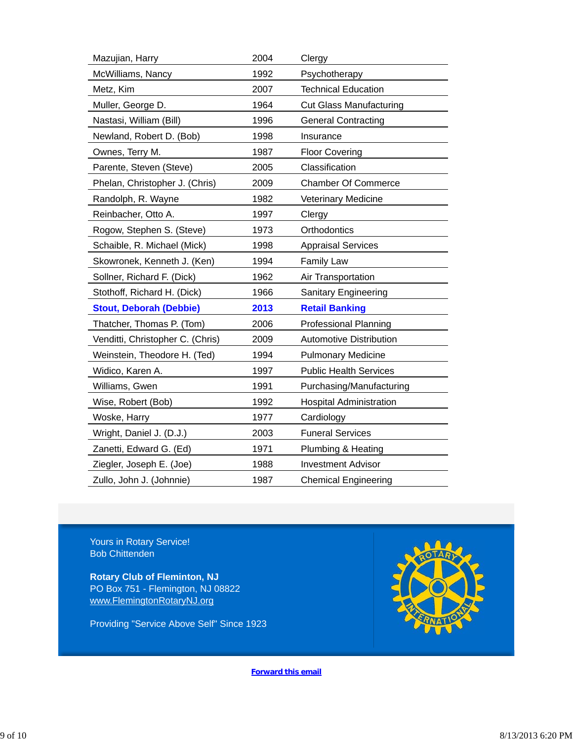| | | |
|---|---|---|
| Mazujian, Harry | 2004 | Clergy |
| McWilliams, Nancy | 1992 | Psychotherapy |
| Metz, Kim | 2007 | Technical Education |
| Muller, George D. | 1964 | Cut Glass Manufacturing |
| Nastasi, William (Bill) | 1996 | General Contracting |
| Newland, Robert D. (Bob) | 1998 | Insurance |
| Ownes, Terry M. | 1987 | Floor Covering |
| Parente, Steven (Steve) | 2005 | Classification |
| Phelan, Christopher J. (Chris) | 2009 | Chamber Of Commerce |
| Randolph, R. Wayne | 1982 | Veterinary Medicine |
| Reinbacher, Otto A. | 1997 | Clergy |
| Rogow, Stephen S. (Steve) | 1973 | Orthodontics |
| Schaible, R. Michael (Mick) | 1998 | Appraisal Services |
| Skowronek, Kenneth J. (Ken) | 1994 | Family Law |
| Sollner, Richard F. (Dick) | 1962 | Air Transportation |
| Stothoff, Richard H. (Dick) | 1966 | Sanitary Engineering |
| **Stout, Deborah (Debbie)** | **2013** | **Retail Banking** |
| Thatcher, Thomas P. (Tom) | 2006 | Professional Planning |
| Venditti, Christopher C. (Chris) | 2009 | Automotive Distribution |
| Weinstein, Theodore H. (Ted) | 1994 | Pulmonary Medicine |
| Widico, Karen A. | 1997 | Public Health Services |
| Williams, Gwen | 1991 | Purchasing/Manufacturing |
| Wise, Robert (Bob) | 1992 | Hospital Administration |
| Woske, Harry | 1977 | Cardiology |
| Wright, Daniel J. (D.J.) | 2003 | Funeral Services |
| Zanetti, Edward G. (Ed) | 1971 | Plumbing & Heating |
| Ziegler, Joseph E. (Joe) | 1988 | Investment Advisor |
| Zullo, John J. (Johnnie) | 1987 | Chemical Engineering |

Yours in Rotary Service!
Bob Chittenden

**Rotary Club of Feminton, NJ**
PO Box 751 - Flemington, NJ 08822
www.FlemingtonRotaryNJ.org

Providing "Service Above Self" Since 1923

**Forward this email**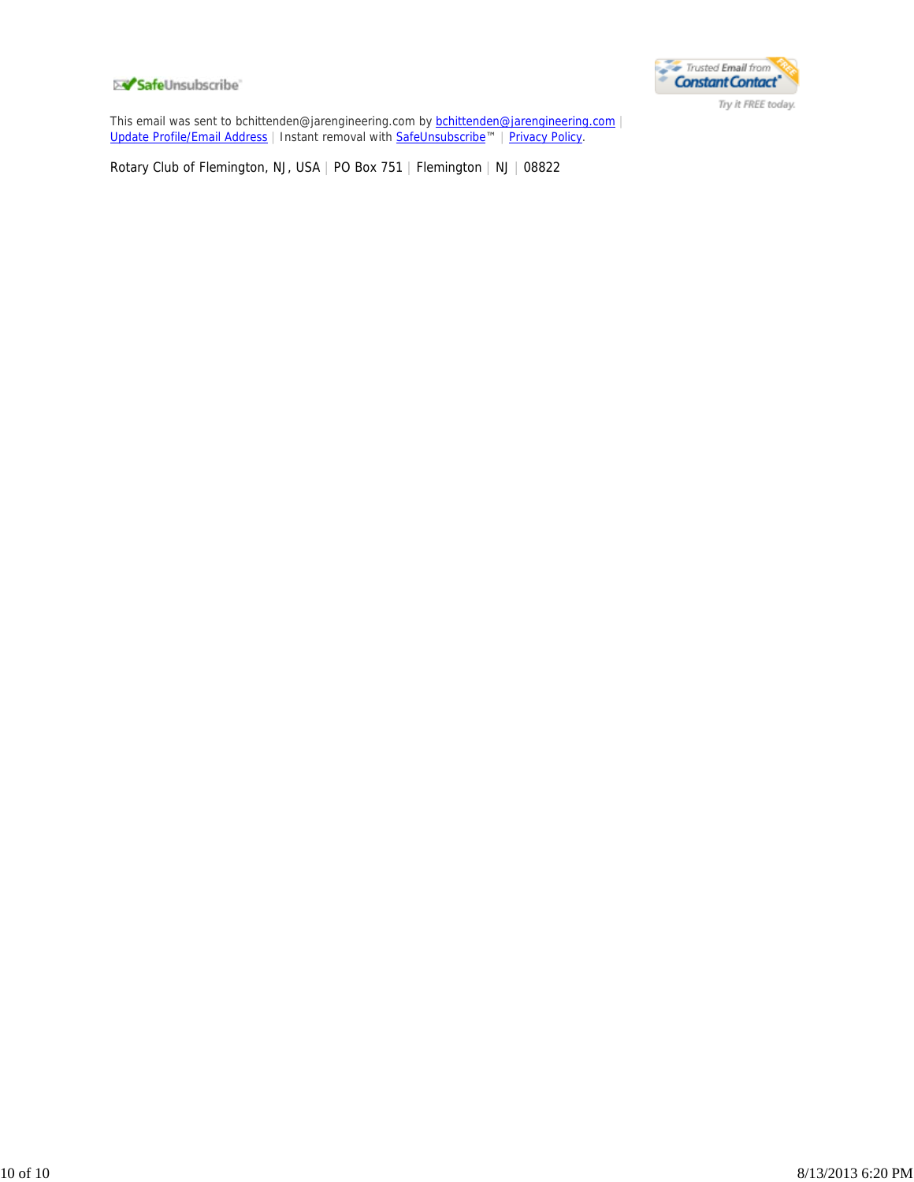SafeUnsubscribe

Trusted Email from Constant Contact
Try it FREE today.

This email was sent to bchittenden@jarengineering.com by bchittenden@jarengineering.com | Update Profile/Email Address | Instant removal with SafeUnsubscribe™ | Privacy Policy.

Rotary Club of Flemington, NJ, USA | PO Box 751 | Flemington | NJ | 08822